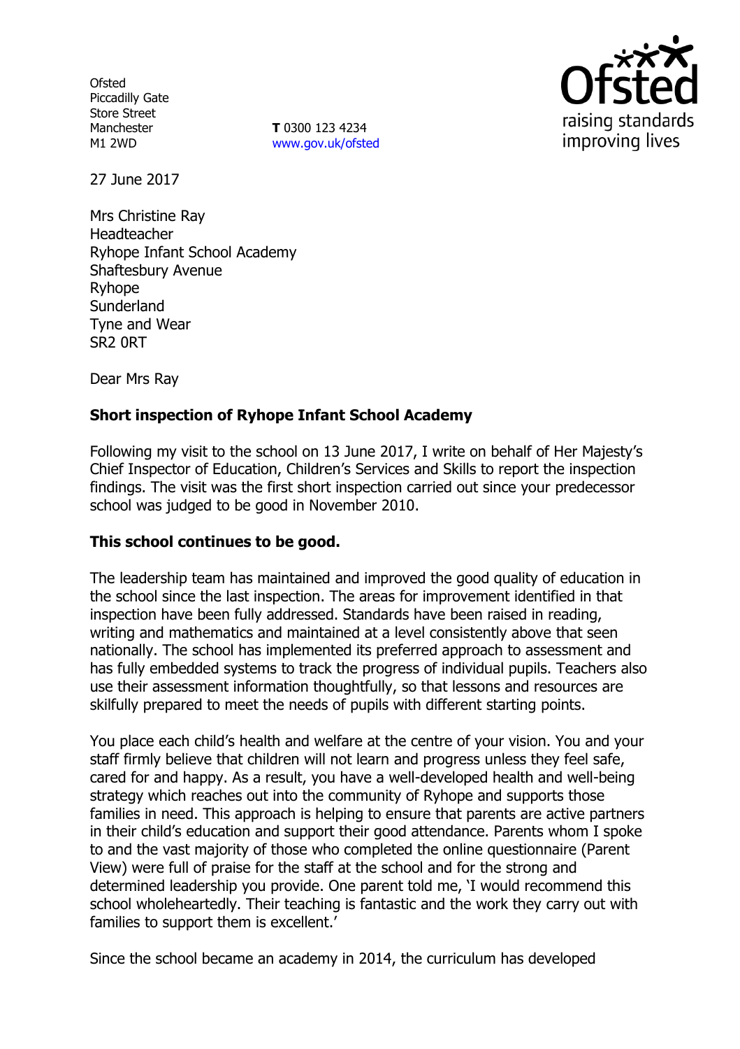Ofsted
Piccadilly Gate
Store Street
Manchester
M1 2WD

**T** 0300 123 4234
www.gov.uk/ofsted

27 June 2017

Mrs Christine Ray
Headteacher
Ryhope Infant School Academy
Shaftesbury Avenue
Ryhope
Sunderland
Tyne and Wear
SR2 0RT

Dear Mrs Ray

**Short inspection of Ryhope Infant School Academy**

Following my visit to the school on 13 June 2017, I write on behalf of Her Majesty's Chief Inspector of Education, Children's Services and Skills to report the inspection findings. The visit was the first short inspection carried out since your predecessor school was judged to be good in November 2010.

**This school continues to be good.**

The leadership team has maintained and improved the good quality of education in the school since the last inspection. The areas for improvement identified in that inspection have been fully addressed. Standards have been raised in reading, writing and mathematics and maintained at a level consistently above that seen nationally. The school has implemented its preferred approach to assessment and has fully embedded systems to track the progress of individual pupils. Teachers also use their assessment information thoughtfully, so that lessons and resources are skilfully prepared to meet the needs of pupils with different starting points.

You place each child's health and welfare at the centre of your vision. You and your staff firmly believe that children will not learn and progress unless they feel safe, cared for and happy. As a result, you have a well-developed health and well-being strategy which reaches out into the community of Ryhope and supports those families in need. This approach is helping to ensure that parents are active partners in their child's education and support their good attendance. Parents whom I spoke to and the vast majority of those who completed the online questionnaire (Parent View) were full of praise for the staff at the school and for the strong and determined leadership you provide. One parent told me, 'I would recommend this school wholeheartedly. Their teaching is fantastic and the work they carry out with families to support them is excellent.'

Since the school became an academy in 2014, the curriculum has developed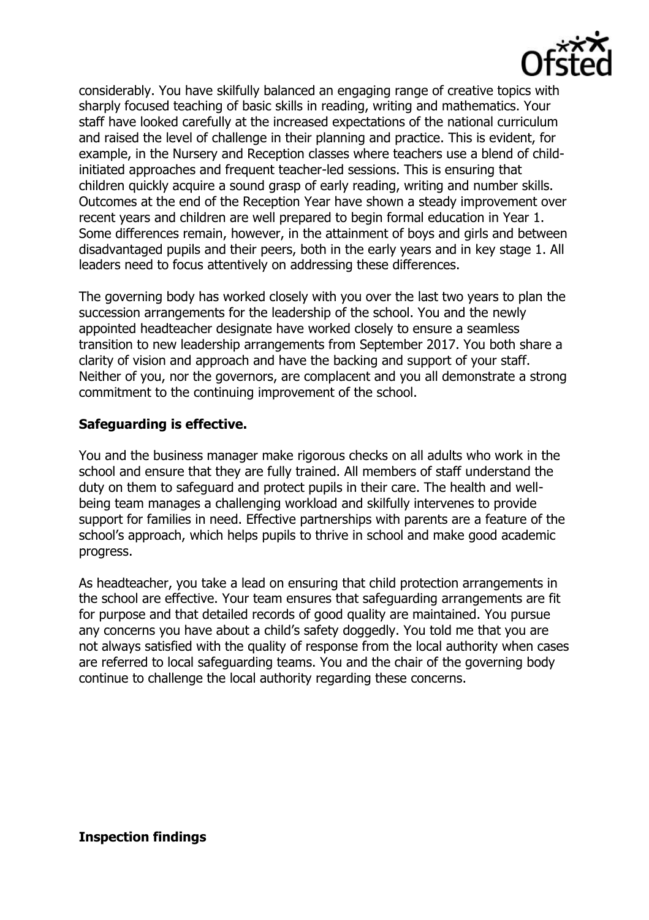considerably. You have skilfully balanced an engaging range of creative topics with sharply focused teaching of basic skills in reading, writing and mathematics. Your staff have looked carefully at the increased expectations of the national curriculum and raised the level of challenge in their planning and practice. This is evident, for example, in the Nursery and Reception classes where teachers use a blend of child-initiated approaches and frequent teacher-led sessions. This is ensuring that children quickly acquire a sound grasp of early reading, writing and number skills. Outcomes at the end of the Reception Year have shown a steady improvement over recent years and children are well prepared to begin formal education in Year 1. Some differences remain, however, in the attainment of boys and girls and between disadvantaged pupils and their peers, both in the early years and in key stage 1. All leaders need to focus attentively on addressing these differences.

The governing body has worked closely with you over the last two years to plan the succession arrangements for the leadership of the school. You and the newly appointed headteacher designate have worked closely to ensure a seamless transition to new leadership arrangements from September 2017. You both share a clarity of vision and approach and have the backing and support of your staff. Neither of you, nor the governors, are complacent and you all demonstrate a strong commitment to the continuing improvement of the school.

**Safeguarding is effective.**

You and the business manager make rigorous checks on all adults who work in the school and ensure that they are fully trained. All members of staff understand the duty on them to safeguard and protect pupils in their care. The health and well-being team manages a challenging workload and skilfully intervenes to provide support for families in need. Effective partnerships with parents are a feature of the school's approach, which helps pupils to thrive in school and make good academic progress.

As headteacher, you take a lead on ensuring that child protection arrangements in the school are effective. Your team ensures that safeguarding arrangements are fit for purpose and that detailed records of good quality are maintained. You pursue any concerns you have about a child's safety doggedly. You told me that you are not always satisfied with the quality of response from the local authority when cases are referred to local safeguarding teams. You and the chair of the governing body continue to challenge the local authority regarding these concerns.

**Inspection findings**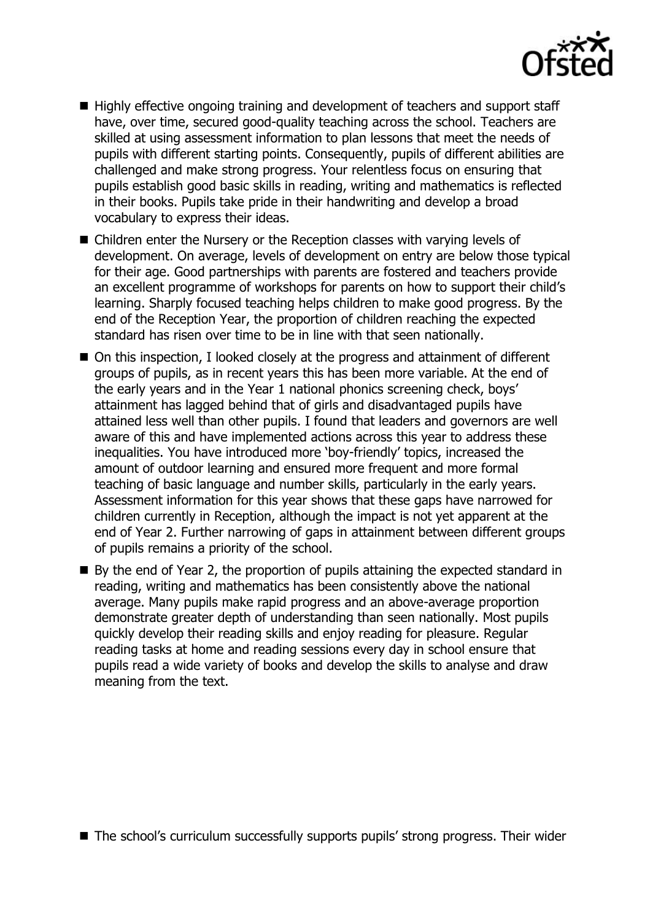- Highly effective ongoing training and development of teachers and support staff have, over time, secured good-quality teaching across the school. Teachers are skilled at using assessment information to plan lessons that meet the needs of pupils with different starting points. Consequently, pupils of different abilities are challenged and make strong progress. Your relentless focus on ensuring that pupils establish good basic skills in reading, writing and mathematics is reflected in their books. Pupils take pride in their handwriting and develop a broad vocabulary to express their ideas.
- Children enter the Nursery or the Reception classes with varying levels of development. On average, levels of development on entry are below those typical for their age. Good partnerships with parents are fostered and teachers provide an excellent programme of workshops for parents on how to support their child's learning. Sharply focused teaching helps children to make good progress. By the end of the Reception Year, the proportion of children reaching the expected standard has risen over time to be in line with that seen nationally.
- On this inspection, I looked closely at the progress and attainment of different groups of pupils, as in recent years this has been more variable. At the end of the early years and in the Year 1 national phonics screening check, boys' attainment has lagged behind that of girls and disadvantaged pupils have attained less well than other pupils. I found that leaders and governors are well aware of this and have implemented actions across this year to address these inequalities. You have introduced more 'boy-friendly' topics, increased the amount of outdoor learning and ensured more frequent and more formal teaching of basic language and number skills, particularly in the early years. Assessment information for this year shows that these gaps have narrowed for children currently in Reception, although the impact is not yet apparent at the end of Year 2. Further narrowing of gaps in attainment between different groups of pupils remains a priority of the school.
- By the end of Year 2, the proportion of pupils attaining the expected standard in reading, writing and mathematics has been consistently above the national average. Many pupils make rapid progress and an above-average proportion demonstrate greater depth of understanding than seen nationally. Most pupils quickly develop their reading skills and enjoy reading for pleasure. Regular reading tasks at home and reading sessions every day in school ensure that pupils read a wide variety of books and develop the skills to analyse and draw meaning from the text.
- The school's curriculum successfully supports pupils' strong progress. Their wider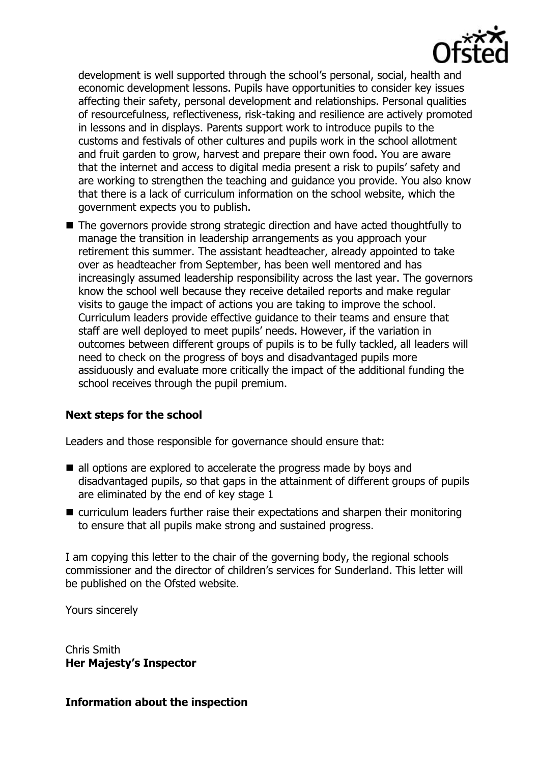development is well supported through the school's personal, social, health and economic development lessons. Pupils have opportunities to consider key issues affecting their safety, personal development and relationships. Personal qualities of resourcefulness, reflectiveness, risk-taking and resilience are actively promoted in lessons and in displays. Parents support work to introduce pupils to the customs and festivals of other cultures and pupils work in the school allotment and fruit garden to grow, harvest and prepare their own food. You are aware that the internet and access to digital media present a risk to pupils' safety and are working to strengthen the teaching and guidance you provide. You also know that there is a lack of curriculum information on the school website, which the government expects you to publish.

- The governors provide strong strategic direction and have acted thoughtfully to manage the transition in leadership arrangements as you approach your retirement this summer. The assistant headteacher, already appointed to take over as headteacher from September, has been well mentored and has increasingly assumed leadership responsibility across the last year. The governors know the school well because they receive detailed reports and make regular visits to gauge the impact of actions you are taking to improve the school. Curriculum leaders provide effective guidance to their teams and ensure that staff are well deployed to meet pupils' needs. However, if the variation in outcomes between different groups of pupils is to be fully tackled, all leaders will need to check on the progress of boys and disadvantaged pupils more assiduously and evaluate more critically the impact of the additional funding the school receives through the pupil premium.

**Next steps for the school**

Leaders and those responsible for governance should ensure that:

- all options are explored to accelerate the progress made by boys and disadvantaged pupils, so that gaps in the attainment of different groups of pupils are eliminated by the end of key stage 1
- curriculum leaders further raise their expectations and sharpen their monitoring to ensure that all pupils make strong and sustained progress.

I am copying this letter to the chair of the governing body, the regional schools commissioner and the director of children's services for Sunderland. This letter will be published on the Ofsted website.

Yours sincerely

Chris Smith
**Her Majesty's Inspector**

**Information about the inspection**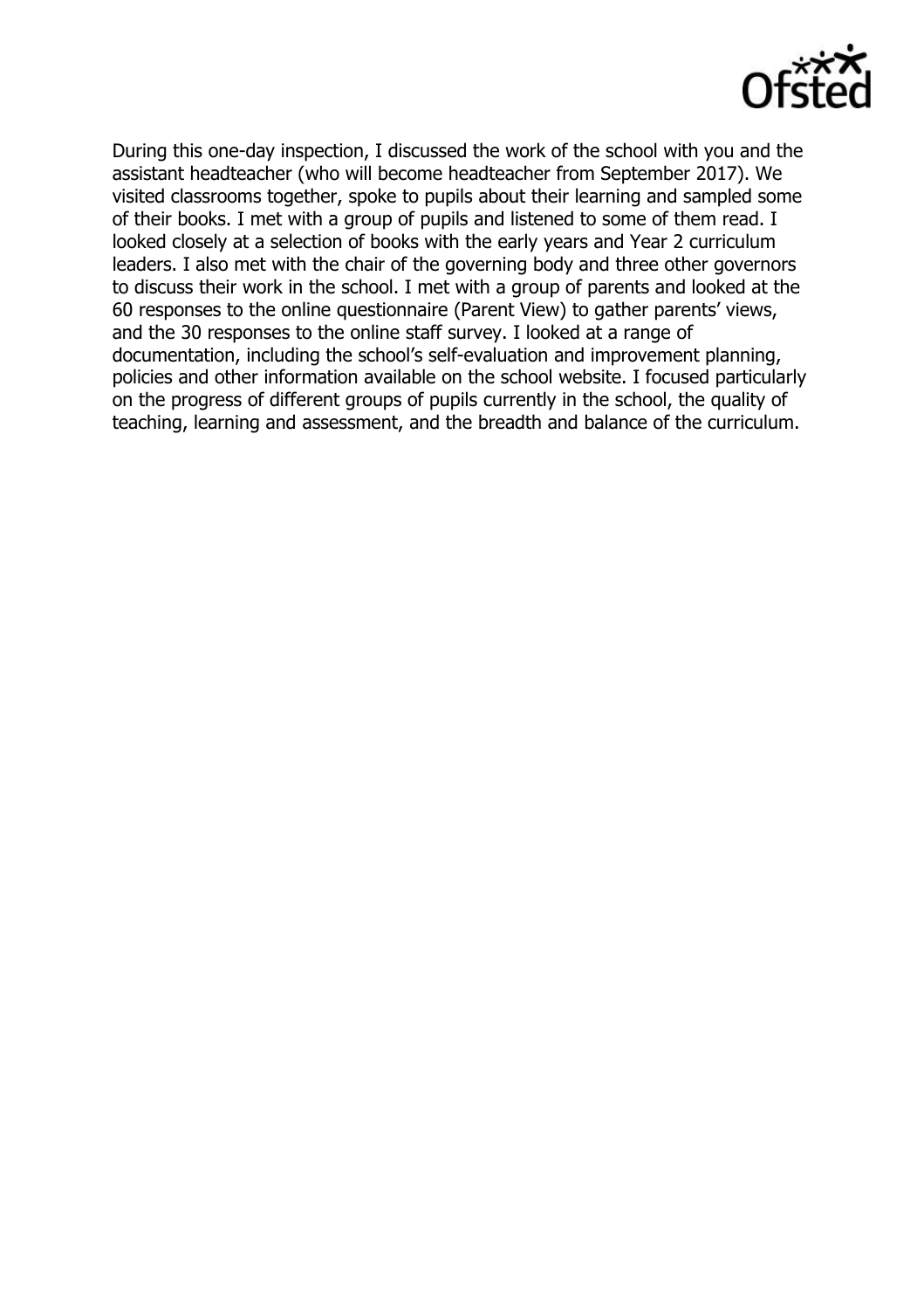During this one-day inspection, I discussed the work of the school with you and the assistant headteacher (who will become headteacher from September 2017). We visited classrooms together, spoke to pupils about their learning and sampled some of their books. I met with a group of pupils and listened to some of them read. I looked closely at a selection of books with the early years and Year 2 curriculum leaders. I also met with the chair of the governing body and three other governors to discuss their work in the school. I met with a group of parents and looked at the 60 responses to the online questionnaire (Parent View) to gather parents' views, and the 30 responses to the online staff survey. I looked at a range of documentation, including the school's self-evaluation and improvement planning, policies and other information available on the school website. I focused particularly on the progress of different groups of pupils currently in the school, the quality of teaching, learning and assessment, and the breadth and balance of the curriculum.